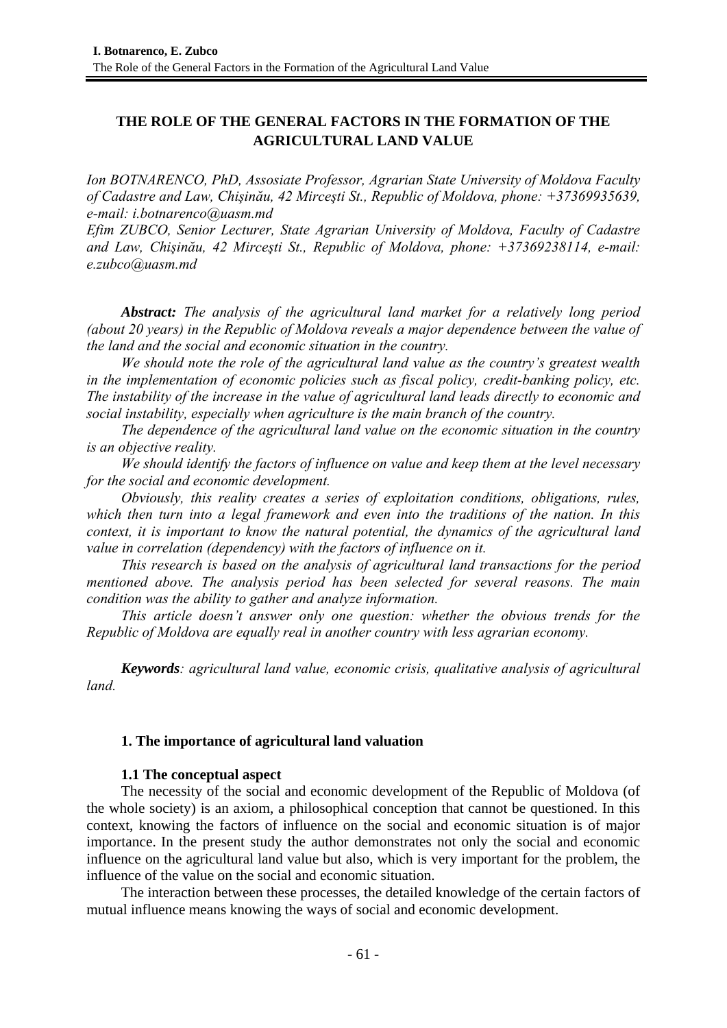# THE ROLE OF THE GENERAL FACTORS IN THE FORMATION OF THE AGRICULTURAL LAND VALUE

*Ion BOTNARENCO, PhD, Assosiate Professor, Agrarian State University of Moldova Faculty of Cadastre and Law, Chişinău, 42 Mirceşti St., Republic of Moldova, phone: +37369935639, e-mail: i.botnarenco@uasm.md*

*Efim ZUBCO, Senior Lecturer, State Agrarian University of Moldova, Faculty of Cadastre and Law, Chişinău, 42 Mirceşti St., Republic of Moldova, phone: +37369238114, e-mail: e.zubco@uasm.md*

***Abstract:*** *The analysis of the agricultural land market for a relatively long period (about 20 years) in the Republic of Moldova reveals a major dependence between the value of the land and the social and economic situation in the country.*

*We should note the role of the agricultural land value as the country's greatest wealth in the implementation of economic policies such as fiscal policy, credit-banking policy, etc. The instability of the increase in the value of agricultural land leads directly to economic and social instability, especially when agriculture is the main branch of the country.*

*The dependence of the agricultural land value on the economic situation in the country is an objective reality.*

*We should identify the factors of influence on value and keep them at the level necessary for the social and economic development.*

*Obviously, this reality creates a series of exploitation conditions, obligations, rules, which then turn into a legal framework and even into the traditions of the nation. In this context, it is important to know the natural potential, the dynamics of the agricultural land value in correlation (dependency) with the factors of influence on it.*

*This research is based on the analysis of agricultural land transactions for the period mentioned above. The analysis period has been selected for several reasons. The main condition was the ability to gather and analyze information.*

*This article doesn't answer only one question: whether the obvious trends for the Republic of Moldova are equally real in another country with less agrarian economy.*

***Keywords****: agricultural land value, economic crisis, qualitative analysis of agricultural land.*

## 1. The importance of agricultural land valuation

### 1.1 The conceptual aspect

The necessity of the social and economic development of the Republic of Moldova (of the whole society) is an axiom, a philosophical conception that cannot be questioned. In this context, knowing the factors of influence on the social and economic situation is of major importance. In the present study the author demonstrates not only the social and economic influence on the agricultural land value but also, which is very important for the problem, the influence of the value on the social and economic situation.

The interaction between these processes, the detailed knowledge of the certain factors of mutual influence means knowing the ways of social and economic development.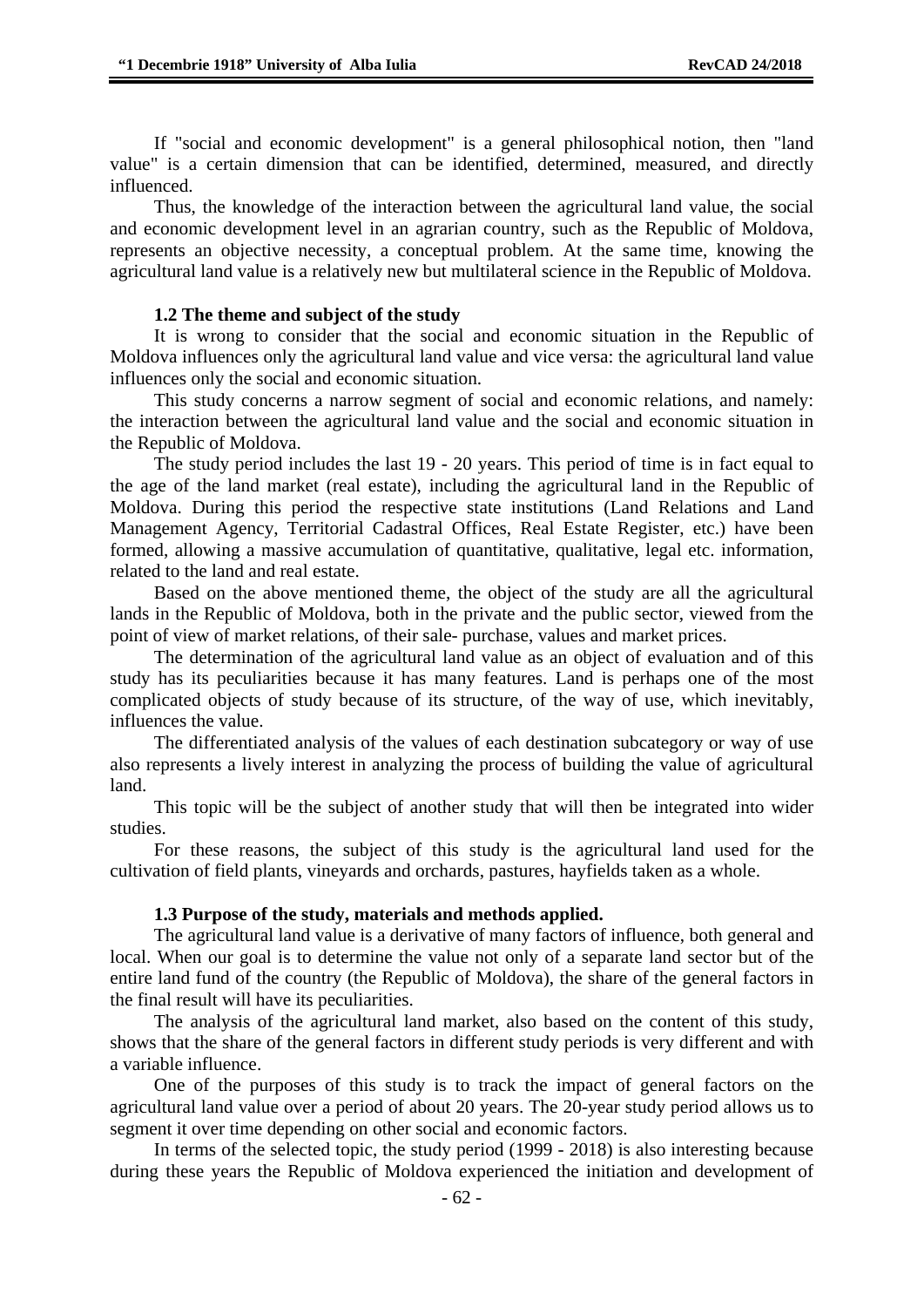If "social and economic development" is a general philosophical notion, then "land value" is a certain dimension that can be identified, determined, measured, and directly influenced.

Thus, the knowledge of the interaction between the agricultural land value, the social and economic development level in an agrarian country, such as the Republic of Moldova, represents an objective necessity, a conceptual problem. At the same time, knowing the agricultural land value is a relatively new but multilateral science in the Republic of Moldova.

### 1.2 The theme and subject of the study

It is wrong to consider that the social and economic situation in the Republic of Moldova influences only the agricultural land value and vice versa: the agricultural land value influences only the social and economic situation.

This study concerns a narrow segment of social and economic relations, and namely: the interaction between the agricultural land value and the social and economic situation in the Republic of Moldova.

The study period includes the last 19 - 20 years. This period of time is in fact equal to the age of the land market (real estate), including the agricultural land in the Republic of Moldova. During this period the respective state institutions (Land Relations and Land Management Agency, Territorial Cadastral Offices, Real Estate Register, etc.) have been formed, allowing a massive accumulation of quantitative, qualitative, legal etc. information, related to the land and real estate.

Based on the above mentioned theme, the object of the study are all the agricultural lands in the Republic of Moldova, both in the private and the public sector, viewed from the point of view of market relations, of their sale- purchase, values and market prices.

The determination of the agricultural land value as an object of evaluation and of this study has its peculiarities because it has many features. Land is perhaps one of the most complicated objects of study because of its structure, of the way of use, which inevitably, influences the value.

The differentiated analysis of the values of each destination subcategory or way of use also represents a lively interest in analyzing the process of building the value of agricultural land.

This topic will be the subject of another study that will then be integrated into wider studies.

For these reasons, the subject of this study is the agricultural land used for the cultivation of field plants, vineyards and orchards, pastures, hayfields taken as a whole.

### 1.3 Purpose of the study, materials and methods applied.

The agricultural land value is a derivative of many factors of influence, both general and local. When our goal is to determine the value not only of a separate land sector but of the entire land fund of the country (the Republic of Moldova), the share of the general factors in the final result will have its peculiarities.

The analysis of the agricultural land market, also based on the content of this study, shows that the share of the general factors in different study periods is very different and with a variable influence.

One of the purposes of this study is to track the impact of general factors on the agricultural land value over a period of about 20 years. The 20-year study period allows us to segment it over time depending on other social and economic factors.

In terms of the selected topic, the study period (1999 - 2018) is also interesting because during these years the Republic of Moldova experienced the initiation and development of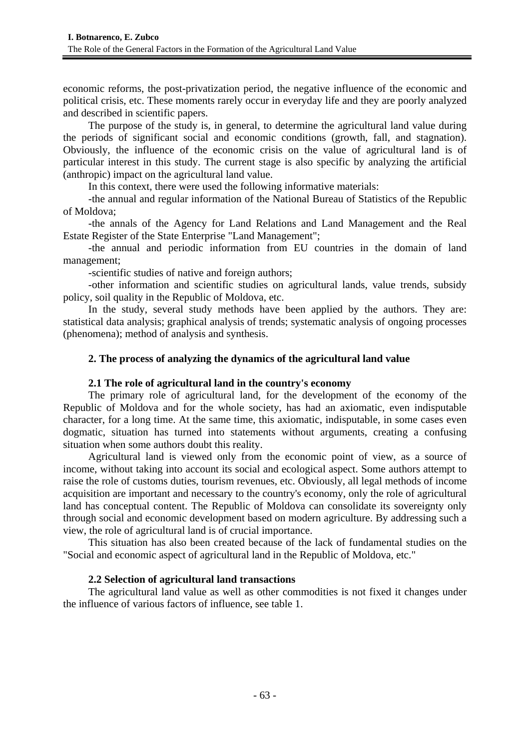economic reforms, the post-privatization period, the negative influence of the economic and political crisis, etc. These moments rarely occur in everyday life and they are poorly analyzed and described in scientific papers.

The purpose of the study is, in general, to determine the agricultural land value during the periods of significant social and economic conditions (growth, fall, and stagnation). Obviously, the influence of the economic crisis on the value of agricultural land is of particular interest in this study. The current stage is also specific by analyzing the artificial (anthropic) impact on the agricultural land value.

In this context, there were used the following informative materials:

-the annual and regular information of the National Bureau of Statistics of the Republic of Moldova;

-the annals of the Agency for Land Relations and Land Management and the Real Estate Register of the State Enterprise "Land Management";

-the annual and periodic information from EU countries in the domain of land management;

-scientific studies of native and foreign authors;

-other information and scientific studies on agricultural lands, value trends, subsidy policy, soil quality in the Republic of Moldova, etc.

In the study, several study methods have been applied by the authors. They are: statistical data analysis; graphical analysis of trends; systematic analysis of ongoing processes (phenomena); method of analysis and synthesis.

## 2. The process of analyzing the dynamics of the agricultural land value

### 2.1 The role of agricultural land in the country's economy

The primary role of agricultural land, for the development of the economy of the Republic of Moldova and for the whole society, has had an axiomatic, even indisputable character, for a long time. At the same time, this axiomatic, indisputable, in some cases even dogmatic, situation has turned into statements without arguments, creating a confusing situation when some authors doubt this reality.

Agricultural land is viewed only from the economic point of view, as a source of income, without taking into account its social and ecological aspect. Some authors attempt to raise the role of customs duties, tourism revenues, etc. Obviously, all legal methods of income acquisition are important and necessary to the country's economy, only the role of agricultural land has conceptual content. The Republic of Moldova can consolidate its sovereignty only through social and economic development based on modern agriculture. By addressing such a view, the role of agricultural land is of crucial importance.

This situation has also been created because of the lack of fundamental studies on the "Social and economic aspect of agricultural land in the Republic of Moldova, etc."

### 2.2 Selection of agricultural land transactions

The agricultural land value as well as other commodities is not fixed it changes under the influence of various factors of influence, see table 1.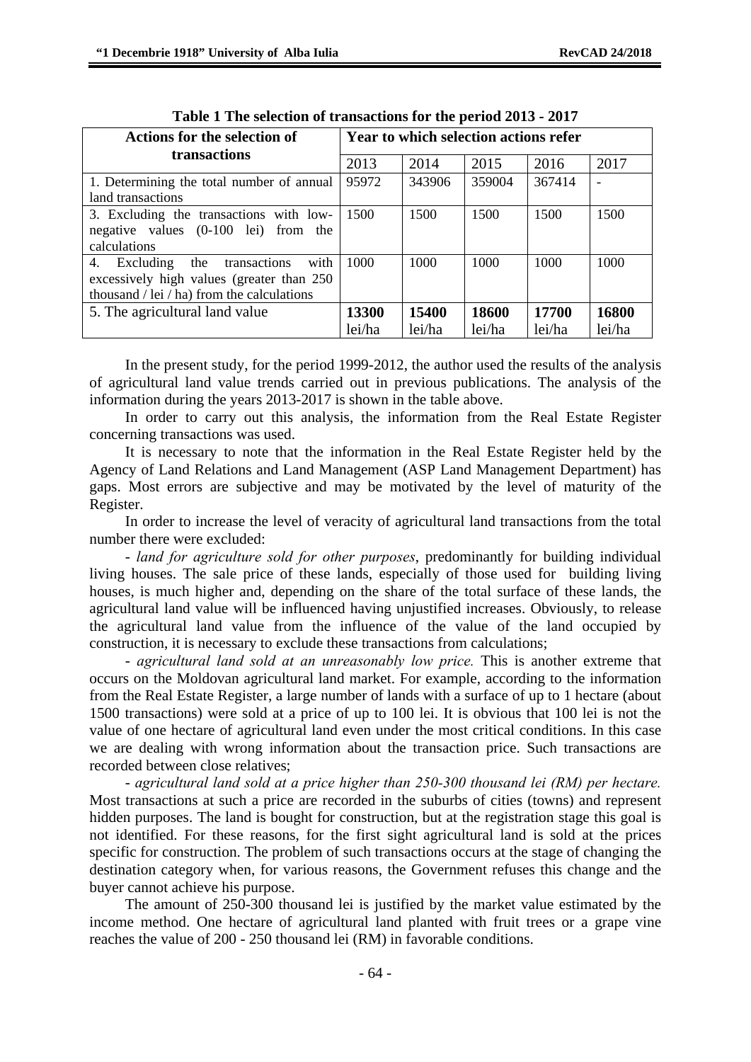**Table 1 The selection of transactions for the period 2013 - 2017**

| Actions for the selection of transactions | Year to which selection actions refer | | | | |
|---|---|---|---|---|---|
| | 2013 | 2014 | 2015 | 2016 | 2017 |
| 1. Determining the total number of annual land transactions | 95972 | 343906 | 359004 | 367414 | - |
| 3. Excluding the transactions with low-negative values (0-100 lei) from the calculations | 1500 | 1500 | 1500 | 1500 | 1500 |
| 4. Excluding the transactions with excessively high values (greater than 250 thousand / lei / ha) from the calculations | 1000 | 1000 | 1000 | 1000 | 1000 |
| 5. The agricultural land value | **13300** lei/ha | **15400** lei/ha | **18600** lei/ha | **17700** lei/ha | **16800** lei/ha |

In the present study, for the period 1999-2012, the author used the results of the analysis of agricultural land value trends carried out in previous publications. The analysis of the information during the years 2013-2017 is shown in the table above.

In order to carry out this analysis, the information from the Real Estate Register concerning transactions was used.

It is necessary to note that the information in the Real Estate Register held by the Agency of Land Relations and Land Management (ASP Land Management Department) has gaps. Most errors are subjective and may be motivated by the level of maturity of the Register.

In order to increase the level of veracity of agricultural land transactions from the total number there were excluded:

- *land for agriculture sold for other purposes*, predominantly for building individual living houses. The sale price of these lands, especially of those used for building living houses, is much higher and, depending on the share of the total surface of these lands, the agricultural land value will be influenced having unjustified increases. Obviously, to release the agricultural land value from the influence of the value of the land occupied by construction, it is necessary to exclude these transactions from calculations;

- *agricultural land sold at an unreasonably low price.* This is another extreme that occurs on the Moldovan agricultural land market. For example, according to the information from the Real Estate Register, a large number of lands with a surface of up to 1 hectare (about 1500 transactions) were sold at a price of up to 100 lei. It is obvious that 100 lei is not the value of one hectare of agricultural land even under the most critical conditions. In this case we are dealing with wrong information about the transaction price. Such transactions are recorded between close relatives;

- *agricultural land sold at a price higher than 250-300 thousand lei (RM) per hectare.* Most transactions at such a price are recorded in the suburbs of cities (towns) and represent hidden purposes. The land is bought for construction, but at the registration stage this goal is not identified. For these reasons, for the first sight agricultural land is sold at the prices specific for construction. The problem of such transactions occurs at the stage of changing the destination category when, for various reasons, the Government refuses this change and the buyer cannot achieve his purpose.

The amount of 250-300 thousand lei is justified by the market value estimated by the income method. One hectare of agricultural land planted with fruit trees or a grape vine reaches the value of 200 - 250 thousand lei (RM) in favorable conditions.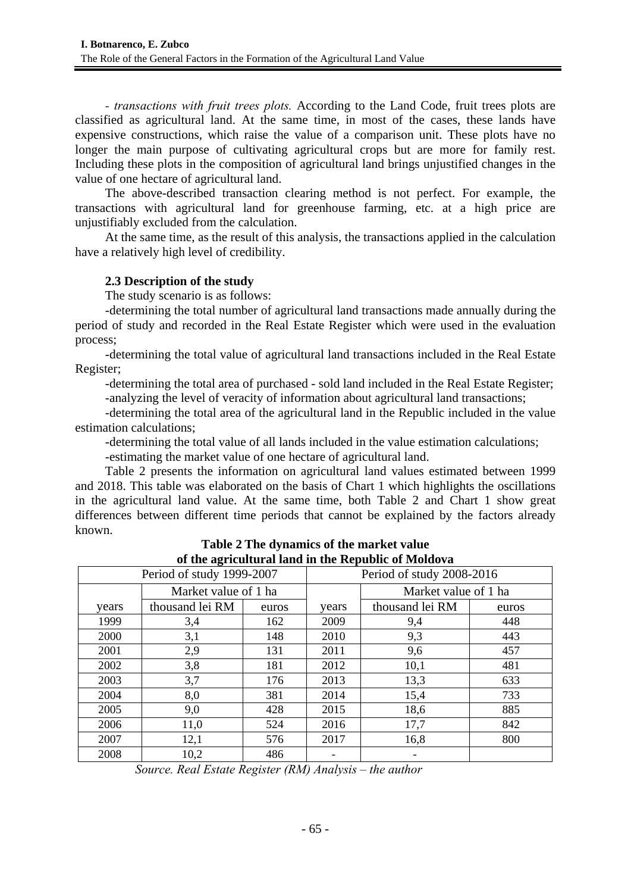*- transactions with fruit trees plots.* According to the Land Code, fruit trees plots are classified as agricultural land. At the same time, in most of the cases, these lands have expensive constructions, which raise the value of a comparison unit. These plots have no longer the main purpose of cultivating agricultural crops but are more for family rest. Including these plots in the composition of agricultural land brings unjustified changes in the value of one hectare of agricultural land.

The above-described transaction clearing method is not perfect. For example, the transactions with agricultural land for greenhouse farming, etc. at a high price are unjustifiably excluded from the calculation.

At the same time, as the result of this analysis, the transactions applied in the calculation have a relatively high level of credibility.

### 2.3 Description of the study

The study scenario is as follows:

-determining the total number of agricultural land transactions made annually during the period of study and recorded in the Real Estate Register which were used in the evaluation process;

-determining the total value of agricultural land transactions included in the Real Estate Register;

-determining the total area of purchased - sold land included in the Real Estate Register;

-analyzing the level of veracity of information about agricultural land transactions;

-determining the total area of the agricultural land in the Republic included in the value estimation calculations;

-determining the total value of all lands included in the value estimation calculations;

-estimating the market value of one hectare of agricultural land.

Table 2 presents the information on agricultural land values estimated between 1999 and 2018. This table was elaborated on the basis of Chart 1 which highlights the oscillations in the agricultural land value. At the same time, both Table 2 and Chart 1 show great differences between different time periods that cannot be explained by the factors already known.

**Table 2 The dynamics of the market value of the agricultural land in the Republic of Moldova**

| Period of study 1999-2007 | | | Period of study 2008-2016 | | |
|---|---|---|---|---|---|
| | Market value of 1 ha | | | Market value of 1 ha | |
| years | thousand lei RM | euros | years | thousand lei RM | euros |
| 1999 | 3,4 | 162 | 2009 | 9,4 | 448 |
| 2000 | 3,1 | 148 | 2010 | 9,3 | 443 |
| 2001 | 2,9 | 131 | 2011 | 9,6 | 457 |
| 2002 | 3,8 | 181 | 2012 | 10,1 | 481 |
| 2003 | 3,7 | 176 | 2013 | 13,3 | 633 |
| 2004 | 8,0 | 381 | 2014 | 15,4 | 733 |
| 2005 | 9,0 | 428 | 2015 | 18,6 | 885 |
| 2006 | 11,0 | 524 | 2016 | 17,7 | 842 |
| 2007 | 12,1 | 576 | 2017 | 16,8 | 800 |
| 2008 | 10,2 | 486 | - | - | |

*Source. Real Estate Register (RM) Analysis – the author*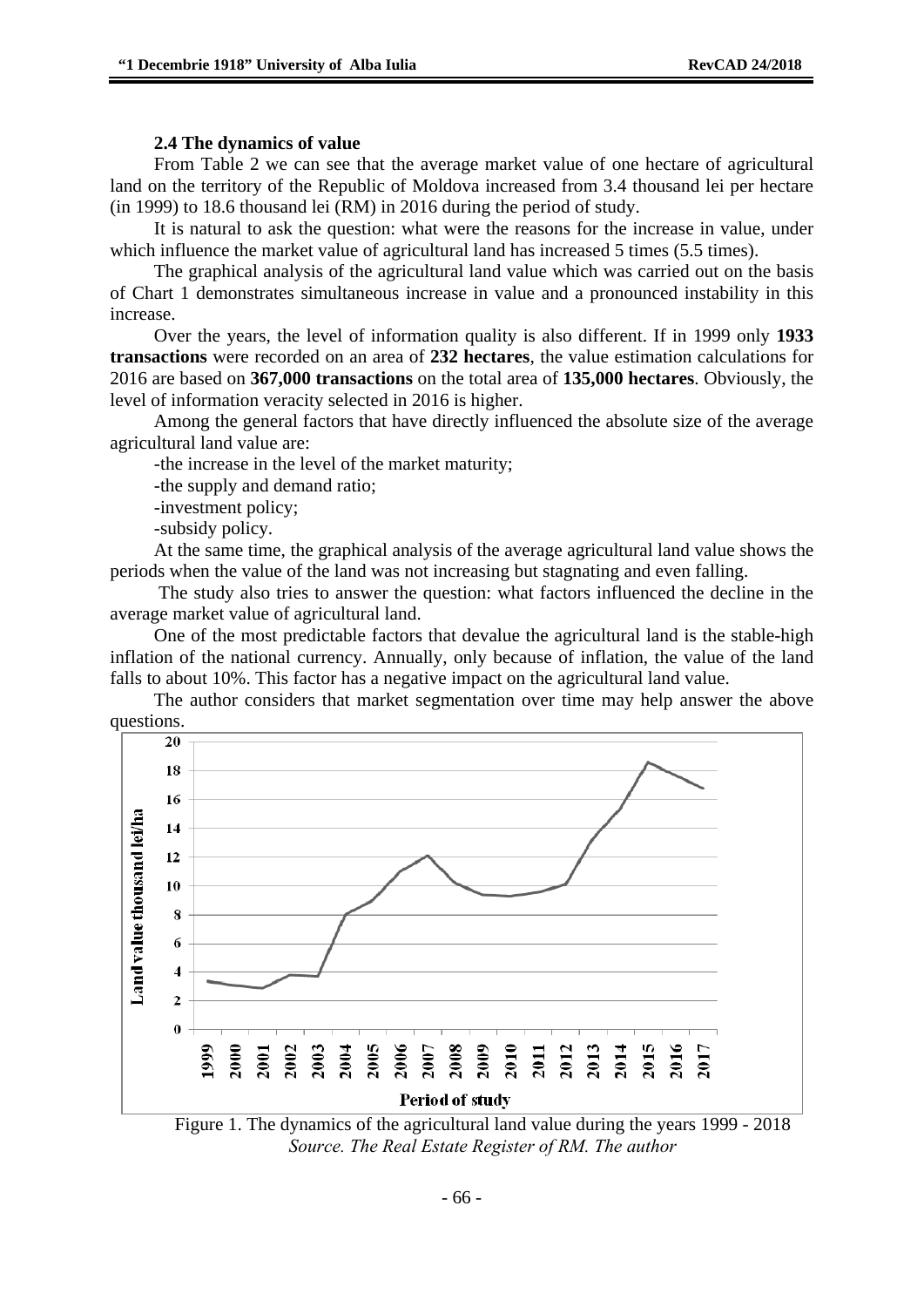### 2.4 The dynamics of value

From Table 2 we can see that the average market value of one hectare of agricultural land on the territory of the Republic of Moldova increased from 3.4 thousand lei per hectare (in 1999) to 18.6 thousand lei (RM) in 2016 during the period of study.

It is natural to ask the question: what were the reasons for the increase in value, under which influence the market value of agricultural land has increased 5 times (5.5 times).

The graphical analysis of the agricultural land value which was carried out on the basis of Chart 1 demonstrates simultaneous increase in value and a pronounced instability in this increase.

Over the years, the level of information quality is also different. If in 1999 only **1933 transactions** were recorded on an area of **232 hectares**, the value estimation calculations for 2016 are based on **367,000 transactions** on the total area of **135,000 hectares**. Obviously, the level of information veracity selected in 2016 is higher.

Among the general factors that have directly influenced the absolute size of the average agricultural land value are:

-the increase in the level of the market maturity;

-the supply and demand ratio;

-investment policy;

-subsidy policy.

At the same time, the graphical analysis of the average agricultural land value shows the periods when the value of the land was not increasing but stagnating and even falling.

The study also tries to answer the question: what factors influenced the decline in the average market value of agricultural land.

One of the most predictable factors that devalue the agricultural land is the stable-high inflation of the national currency. Annually, only because of inflation, the value of the land falls to about 10%. This factor has a negative impact on the agricultural land value.

The author considers that market segmentation over time may help answer the above questions.

Figure 1. The dynamics of the agricultural land value during the years 1999 - 2018

*Source. The Real Estate Register of RM. The author*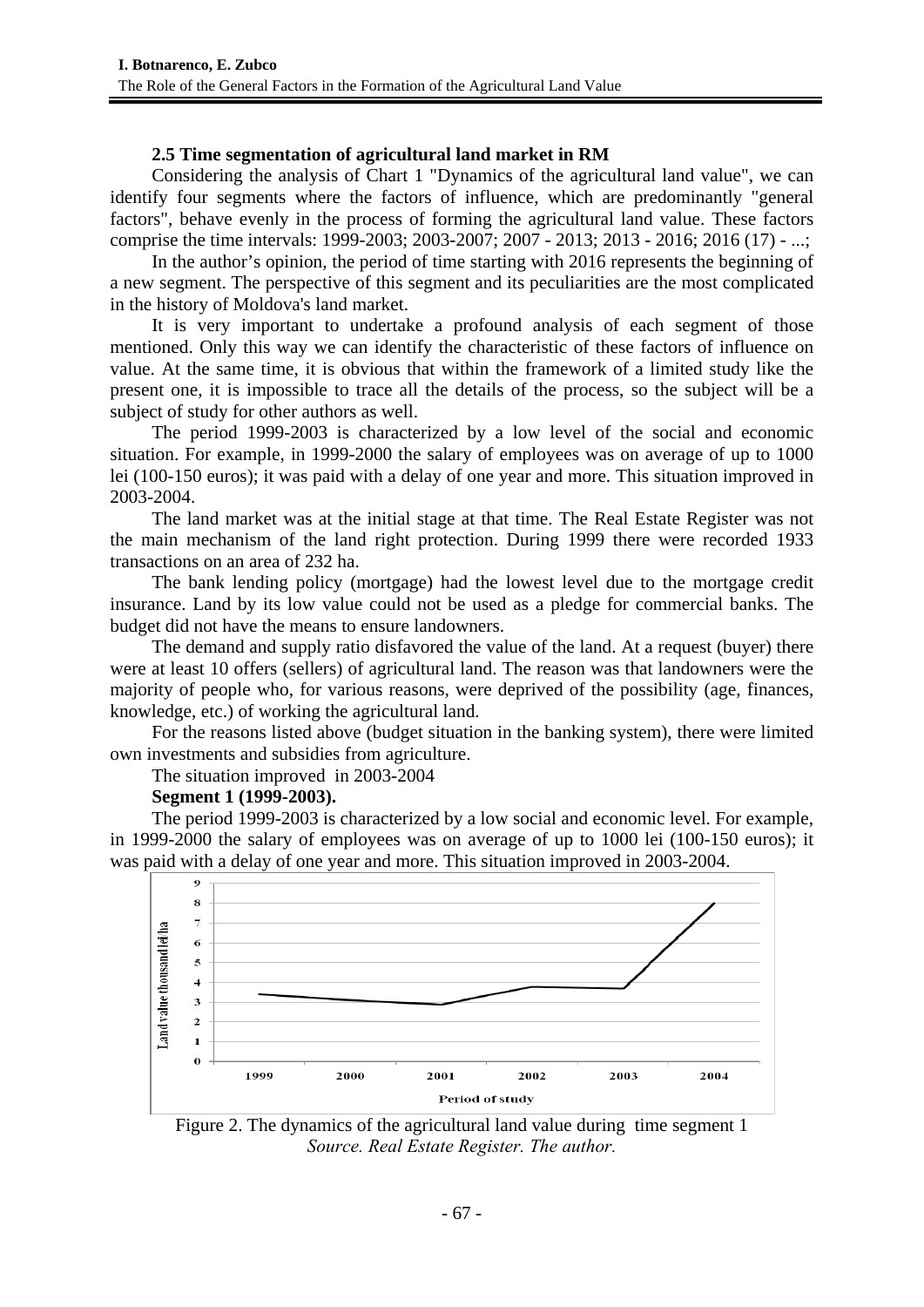### 2.5 Time segmentation of agricultural land market in RM

Considering the analysis of Chart 1 "Dynamics of the agricultural land value", we can identify four segments where the factors of influence, which are predominantly "general factors", behave evenly in the process of forming the agricultural land value. These factors comprise the time intervals: 1999-2003; 2003-2007; 2007 - 2013; 2013 - 2016; 2016 (17) - ...;

In the author's opinion, the period of time starting with 2016 represents the beginning of a new segment. The perspective of this segment and its peculiarities are the most complicated in the history of Moldova's land market.

It is very important to undertake a profound analysis of each segment of those mentioned. Only this way we can identify the characteristic of these factors of influence on value. At the same time, it is obvious that within the framework of a limited study like the present one, it is impossible to trace all the details of the process, so the subject will be a subject of study for other authors as well.

The period 1999-2003 is characterized by a low level of the social and economic situation. For example, in 1999-2000 the salary of employees was on average of up to 1000 lei (100-150 euros); it was paid with a delay of one year and more. This situation improved in 2003-2004.

The land market was at the initial stage at that time. The Real Estate Register was not the main mechanism of the land right protection. During 1999 there were recorded 1933 transactions on an area of 232 ha.

The bank lending policy (mortgage) had the lowest level due to the mortgage credit insurance. Land by its low value could not be used as a pledge for commercial banks. The budget did not have the means to ensure landowners.

The demand and supply ratio disfavored the value of the land. At a request (buyer) there were at least 10 offers (sellers) of agricultural land. The reason was that landowners were the majority of people who, for various reasons, were deprived of the possibility (age, finances, knowledge, etc.) of working the agricultural land.

For the reasons listed above (budget situation in the banking system), there were limited own investments and subsidies from agriculture.

The situation improved in 2003-2004

**Segment 1 (1999-2003).**

The period 1999-2003 is characterized by a low social and economic level. For example, in 1999-2000 the salary of employees was on average of up to 1000 lei (100-150 euros); it was paid with a delay of one year and more. This situation improved in 2003-2004.

Figure 2. The dynamics of the agricultural land value during time segment 1
*Source. Real Estate Register. The author.*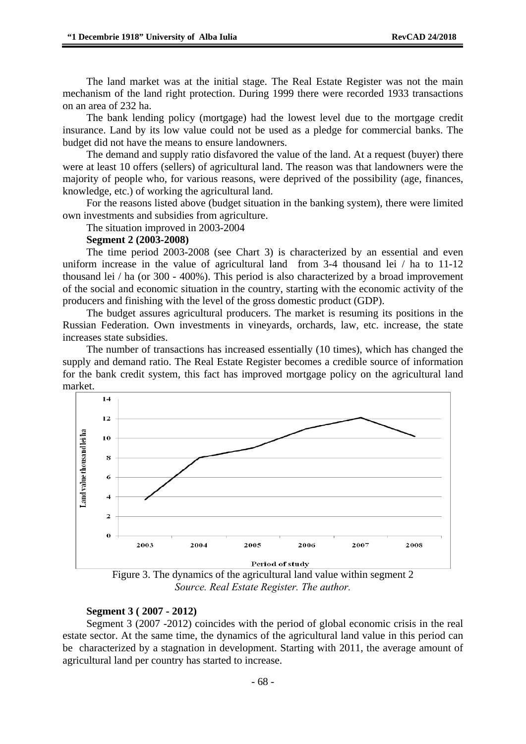The land market was at the initial stage. The Real Estate Register was not the main mechanism of the land right protection. During 1999 there were recorded 1933 transactions on an area of 232 ha.

The bank lending policy (mortgage) had the lowest level due to the mortgage credit insurance. Land by its low value could not be used as a pledge for commercial banks. The budget did not have the means to ensure landowners.

The demand and supply ratio disfavored the value of the land. At a request (buyer) there were at least 10 offers (sellers) of agricultural land. The reason was that landowners were the majority of people who, for various reasons, were deprived of the possibility (age, finances, knowledge, etc.) of working the agricultural land.

For the reasons listed above (budget situation in the banking system), there were limited own investments and subsidies from agriculture.

The situation improved in 2003-2004

**Segment 2 (2003-2008)**

The time period 2003-2008 (see Chart 3) is characterized by an essential and even uniform increase in the value of agricultural land from 3-4 thousand lei / ha to 11-12 thousand lei / ha (or 300 - 400%). This period is also characterized by a broad improvement of the social and economic situation in the country, starting with the economic activity of the producers and finishing with the level of the gross domestic product (GDP).

The budget assures agricultural producers. The market is resuming its positions in the Russian Federation. Own investments in vineyards, orchards, law, etc. increase, the state increases state subsidies.

The number of transactions has increased essentially (10 times), which has changed the supply and demand ratio. The Real Estate Register becomes a credible source of information for the bank credit system, this fact has improved mortgage policy on the agricultural land market.

Figure 3. The dynamics of the agricultural land value within segment 2

*Source. Real Estate Register. The author.*

**Segment 3 ( 2007 - 2012)**

Segment 3 (2007 -2012) coincides with the period of global economic crisis in the real estate sector. At the same time, the dynamics of the agricultural land value in this period can be characterized by a stagnation in development. Starting with 2011, the average amount of agricultural land per country has started to increase.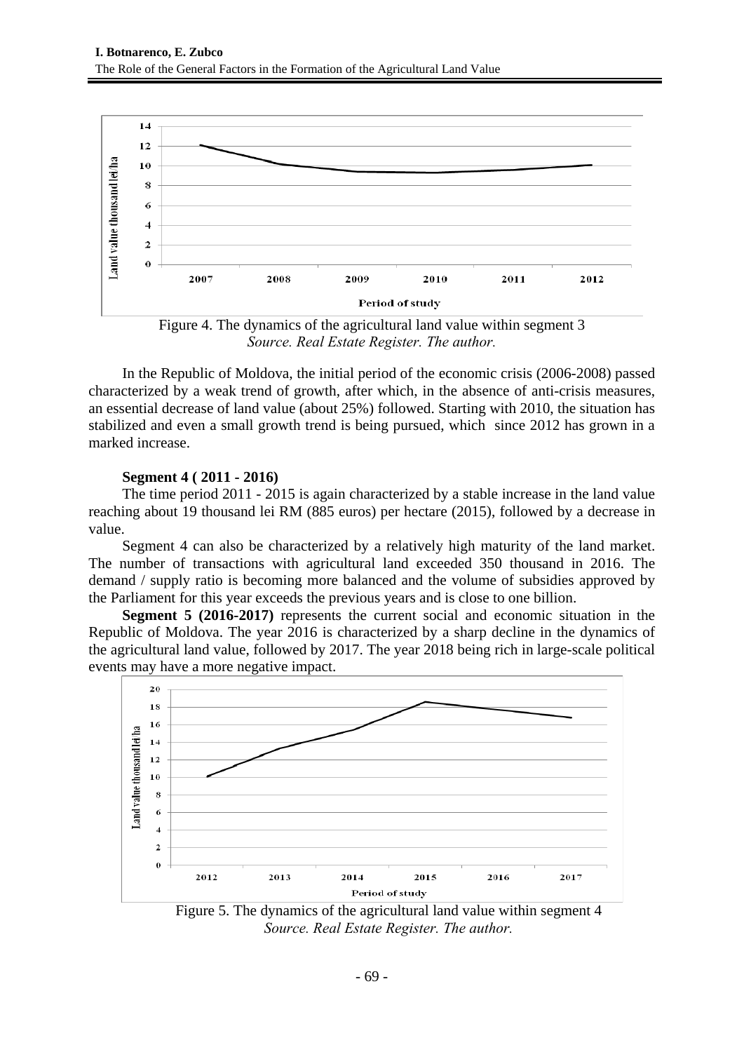Figure 4. The dynamics of the agricultural land value within segment 3
*Source. Real Estate Register. The author.*

In the Republic of Moldova, the initial period of the economic crisis (2006-2008) passed characterized by a weak trend of growth, after which, in the absence of anti-crisis measures, an essential decrease of land value (about 25%) followed. Starting with 2010, the situation has stabilized and even a small growth trend is being pursued, which since 2012 has grown in a marked increase.

**Segment 4 ( 2011 - 2016)**

The time period 2011 - 2015 is again characterized by a stable increase in the land value reaching about 19 thousand lei RM (885 euros) per hectare (2015), followed by a decrease in value.

Segment 4 can also be characterized by a relatively high maturity of the land market. The number of transactions with agricultural land exceeded 350 thousand in 2016. The demand / supply ratio is becoming more balanced and the volume of subsidies approved by the Parliament for this year exceeds the previous years and is close to one billion.

**Segment 5 (2016-2017)** represents the current social and economic situation in the Republic of Moldova. The year 2016 is characterized by a sharp decline in the dynamics of the agricultural land value, followed by 2017. The year 2018 being rich in large-scale political events may have a more negative impact.

Figure 5. The dynamics of the agricultural land value within segment 4
*Source. Real Estate Register. The author.*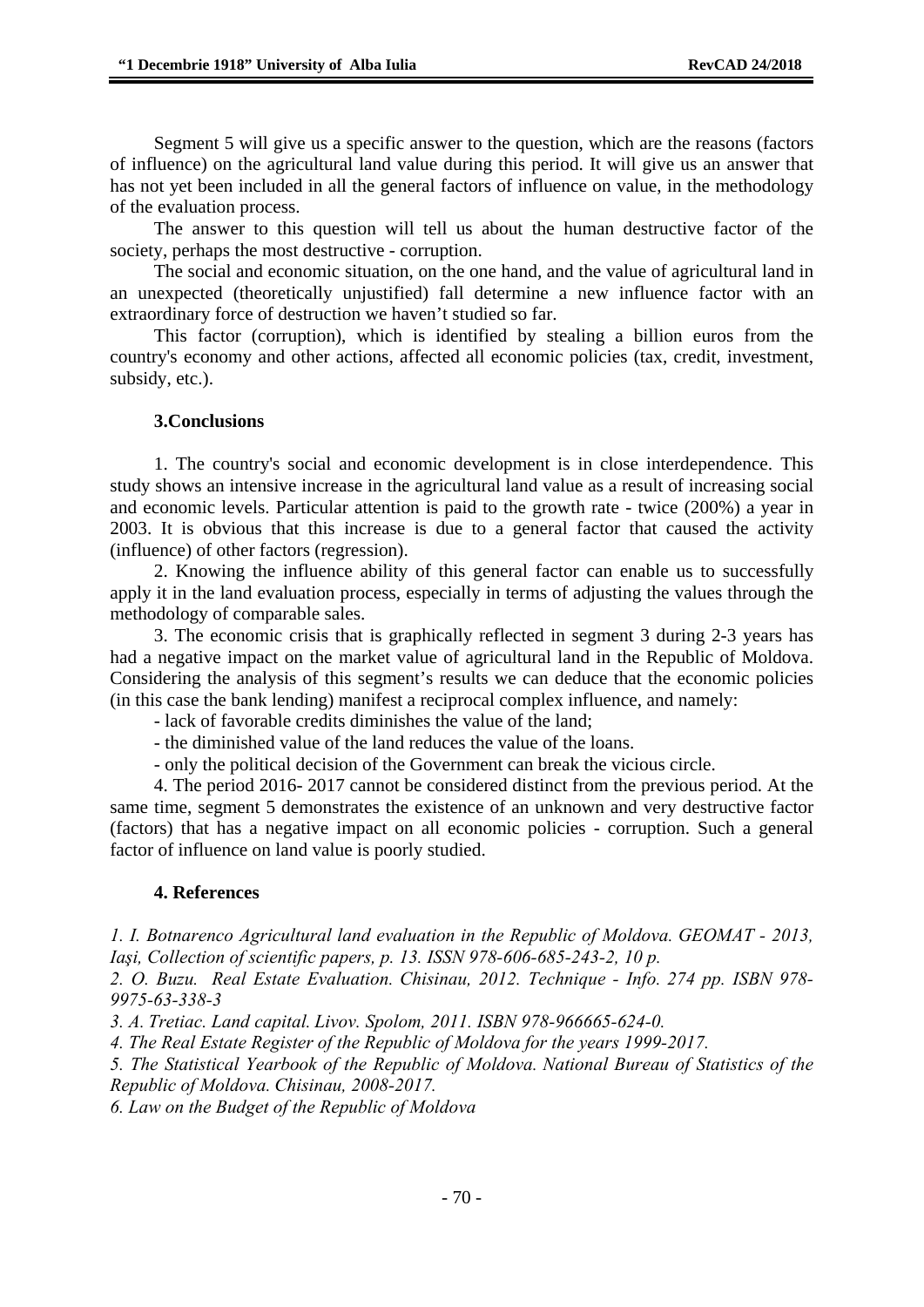Segment 5 will give us a specific answer to the question, which are the reasons (factors of influence) on the agricultural land value during this period. It will give us an answer that has not yet been included in all the general factors of influence on value, in the methodology of the evaluation process.

The answer to this question will tell us about the human destructive factor of the society, perhaps the most destructive - corruption.

The social and economic situation, on the one hand, and the value of agricultural land in an unexpected (theoretically unjustified) fall determine a new influence factor with an extraordinary force of destruction we haven't studied so far.

This factor (corruption), which is identified by stealing a billion euros from the country's economy and other actions, affected all economic policies (tax, credit, investment, subsidy, etc.).

## 3.Conclusions

1. The country's social and economic development is in close interdependence. This study shows an intensive increase in the agricultural land value as a result of increasing social and economic levels. Particular attention is paid to the growth rate - twice (200%) a year in 2003. It is obvious that this increase is due to a general factor that caused the activity (influence) of other factors (regression).

2. Knowing the influence ability of this general factor can enable us to successfully apply it in the land evaluation process, especially in terms of adjusting the values through the methodology of comparable sales.

3. The economic crisis that is graphically reflected in segment 3 during 2-3 years has had a negative impact on the market value of agricultural land in the Republic of Moldova. Considering the analysis of this segment's results we can deduce that the economic policies (in this case the bank lending) manifest a reciprocal complex influence, and namely:

- lack of favorable credits diminishes the value of the land;
- the diminished value of the land reduces the value of the loans.
- only the political decision of the Government can break the vicious circle.

4. The period 2016- 2017 cannot be considered distinct from the previous period. At the same time, segment 5 demonstrates the existence of an unknown and very destructive factor (factors) that has a negative impact on all economic policies - corruption. Such a general factor of influence on land value is poorly studied.

## 4. References

*1. I. Botnarenco Agricultural land evaluation in the Republic of Moldova. GEOMAT - 2013, Iaşi, Collection of scientific papers, p. 13. ISSN 978-606-685-243-2, 10 p.*

*2. O. Buzu. Real Estate Evaluation. Chisinau, 2012. Technique - Info. 274 pp. ISBN 978-9975-63-338-3*

*3. A. Tretiac. Land capital. Livov. Spolom, 2011. ISBN 978-966665-624-0.*

*4. The Real Estate Register of the Republic of Moldova for the years 1999-2017.*

*5. The Statistical Yearbook of the Republic of Moldova. National Bureau of Statistics of the Republic of Moldova. Chisinau, 2008-2017.*

*6. Law on the Budget of the Republic of Moldova*